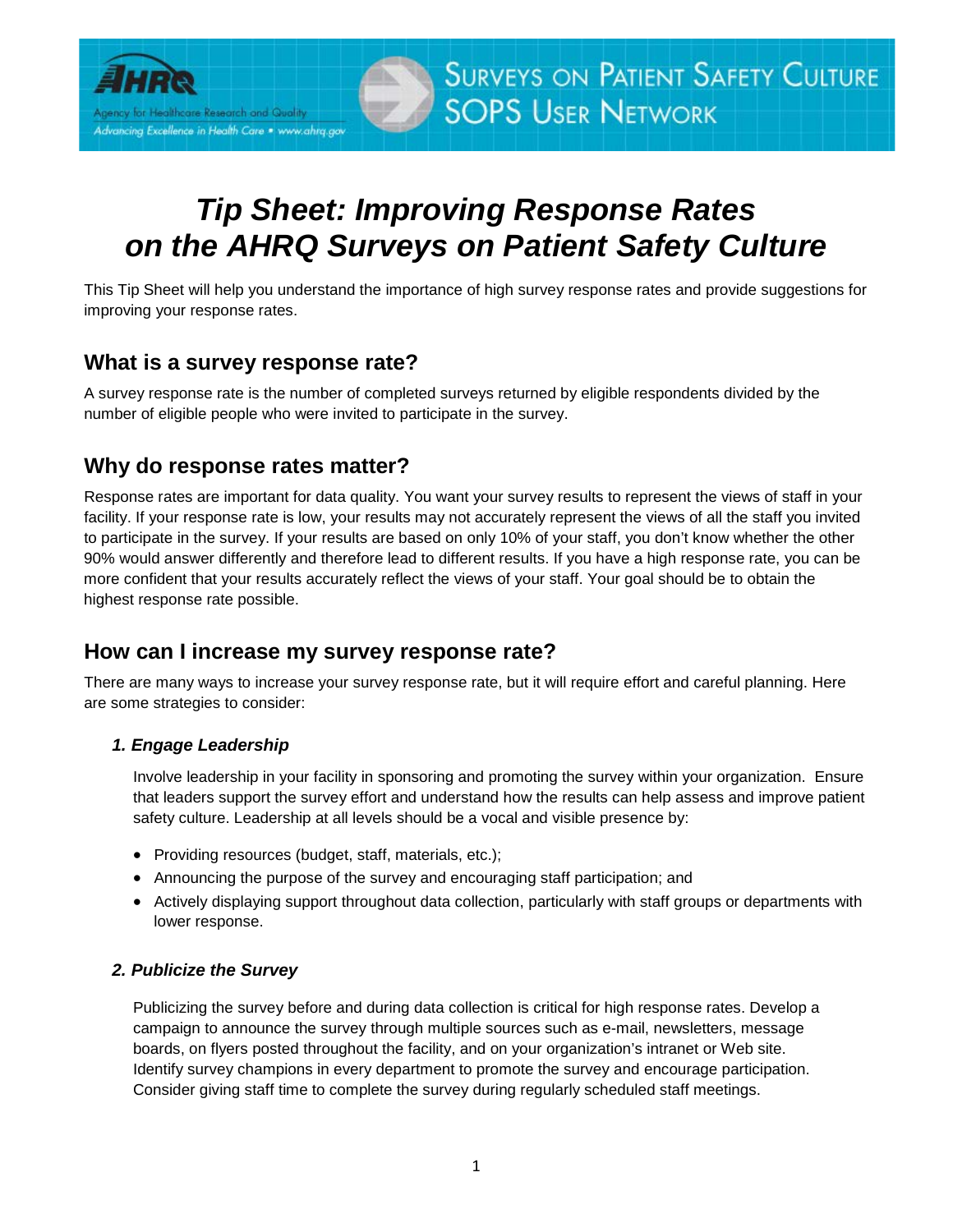# *Tip Sheet: Improving Response Rates on the AHRQ Surveys on Patient Safety Culture*

This Tip Sheet will help you understand the importance of high survey response rates and provide suggestions for improving your response rates.

## What is a survey response rate?

A survey response rate is the number of completed surveys returned by eligible respondents divided by the number of eligible people who were invited to participate in the survey.

## Why do response rates matter?

Response rates are important for data quality. You want your survey results to represent the views of staff in your facility. If your response rate is low, your results may not accurately represent the views of all the staff you invited to participate in the survey. If your results are based on only 10% of your staff, you don't know whether the other 90% would answer differently and therefore lead to different results. If you have a high response rate, you can be more confident that your results accurately reflect the views of your staff. Your goal should be to obtain the highest response rate possible.

## How can I increase my survey response rate?

There are many ways to increase your survey response rate, but it will require effort and careful planning. Here are some strategies to consider:

### *1. Engage Leadership*

Involve leadership in your facility in sponsoring and promoting the survey within your organization. Ensure that leaders support the survey effort and understand how the results can help assess and improve patient safety culture. Leadership at all levels should be a vocal and visible presence by:

- Providing resources (budget, staff, materials, etc.);
- Announcing the purpose of the survey and encouraging staff participation; and
- Actively displaying support throughout data collection, particularly with staff groups or departments with lower response.

### *2. Publicize the Survey*

Publicizing the survey before and during data collection is critical for high response rates. Develop a campaign to announce the survey through multiple sources such as e-mail, newsletters, message boards, on flyers posted throughout the facility, and on your organization's intranet or Web site. Identify survey champions in every department to promote the survey and encourage participation. Consider giving staff time to complete the survey during regularly scheduled staff meetings.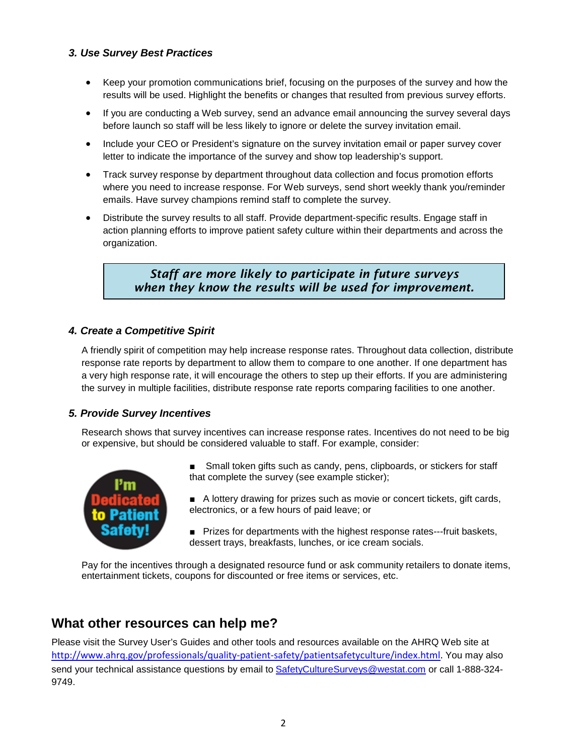### *3. Use Survey Best Practices*

- Keep your promotion communications brief, focusing on the purposes of the survey and how the results will be used. Highlight the benefits or changes that resulted from previous survey efforts.
- If you are conducting a Web survey, send an advance email announcing the survey several days before launch so staff will be less likely to ignore or delete the survey invitation email.
- Include your CEO or President's signature on the survey invitation email or paper survey cover letter to indicate the importance of the survey and show top leadership's support.
- Track survey response by department throughout data collection and focus promotion efforts where you need to increase response. For Web surveys, send short weekly thank you/reminder emails. Have survey champions remind staff to complete the survey.
- Distribute the survey results to all staff. Provide department-specific results. Engage staff in action planning efforts to improve patient safety culture within their departments and across the organization.

> ***Staff are more likely to participate in future surveys when they know the results will be used for improvement.***

### *4. Create a Competitive Spirit*

A friendly spirit of competition may help increase response rates. Throughout data collection, distribute response rate reports by department to allow them to compare to one another. If one department has a very high response rate, it will encourage the others to step up their efforts. If you are administering the survey in multiple facilities, distribute response rate reports comparing facilities to one another.

### *5. Provide Survey Incentives*

Research shows that survey incentives can increase response rates. Incentives do not need to be big or expensive, but should be considered valuable to staff. For example, consider:

I'm Dedicated to Patient Safety!

- Small token gifts such as candy, pens, clipboards, or stickers for staff that complete the survey (see example sticker);
- A lottery drawing for prizes such as movie or concert tickets, gift cards, electronics, or a few hours of paid leave; or
- Prizes for departments with the highest response rates---fruit baskets, dessert trays, breakfasts, lunches, or ice cream socials.

Pay for the incentives through a designated resource fund or ask community retailers to donate items, entertainment tickets, coupons for discounted or free items or services, etc.

## What other resources can help me?

Please visit the Survey User's Guides and other tools and resources available on the AHRQ Web site at http://www.ahrq.gov/professionals/quality-patient-safety/patientsafetyculture/index.html. You may also send your technical assistance questions by email to SafetyCultureSurveys@westat.com or call 1-888-324-9749.